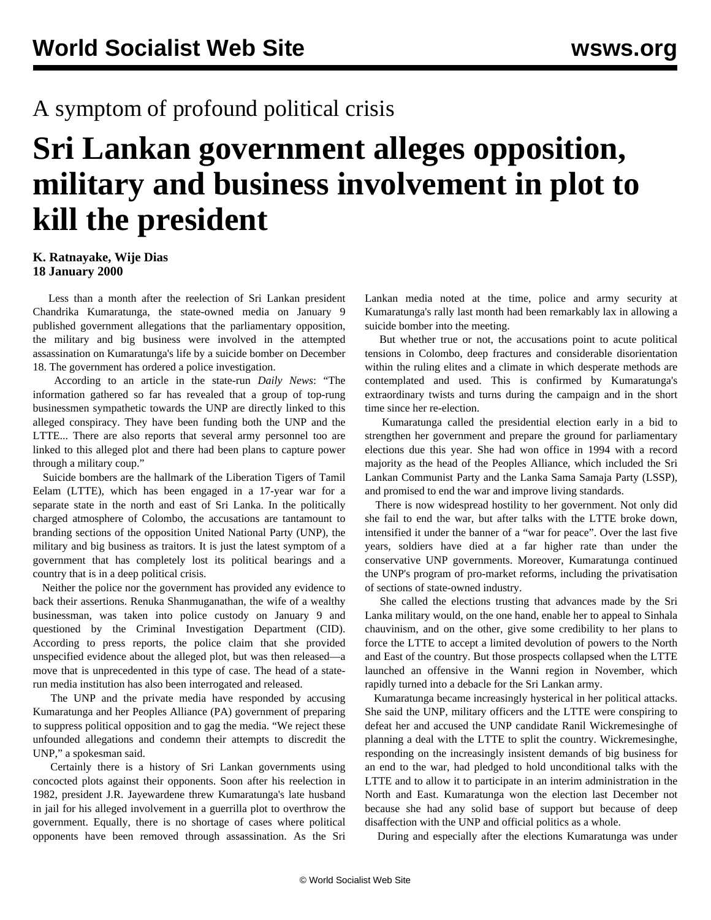A symptom of profound political crisis

# Sri Lankan government alleges opposition, military and business involvement in plot to kill the president

**K. Ratnayake, Wije Dias**
**18 January 2000**

Less than a month after the reelection of Sri Lankan president Chandrika Kumaratunga, the state-owned media on January 9 published government allegations that the parliamentary opposition, the military and big business were involved in the attempted assassination on Kumaratunga's life by a suicide bomber on December 18. The government has ordered a police investigation.

According to an article in the state-run *Daily News*: "The information gathered so far has revealed that a group of top-rung businessmen sympathetic towards the UNP are directly linked to this alleged conspiracy. They have been funding both the UNP and the LTTE... There are also reports that several army personnel too are linked to this alleged plot and there had been plans to capture power through a military coup."

Suicide bombers are the hallmark of the Liberation Tigers of Tamil Eelam (LTTE), which has been engaged in a 17-year war for a separate state in the north and east of Sri Lanka. In the politically charged atmosphere of Colombo, the accusations are tantamount to branding sections of the opposition United National Party (UNP), the military and big business as traitors. It is just the latest symptom of a government that has completely lost its political bearings and a country that is in a deep political crisis.

Neither the police nor the government has provided any evidence to back their assertions. Renuka Shanmuganathan, the wife of a wealthy businessman, was taken into police custody on January 9 and questioned by the Criminal Investigation Department (CID). According to press reports, the police claim that she provided unspecified evidence about the alleged plot, but was then released—a move that is unprecedented in this type of case. The head of a state-run media institution has also been interrogated and released.

The UNP and the private media have responded by accusing Kumaratunga and her Peoples Alliance (PA) government of preparing to suppress political opposition and to gag the media. "We reject these unfounded allegations and condemn their attempts to discredit the UNP," a spokesman said.

Certainly there is a history of Sri Lankan governments using concocted plots against their opponents. Soon after his reelection in 1982, president J.R. Jayewardene threw Kumaratunga's late husband in jail for his alleged involvement in a guerrilla plot to overthrow the government. Equally, there is no shortage of cases where political opponents have been removed through assassination. As the Sri Lankan media noted at the time, police and army security at Kumaratunga's rally last month had been remarkably lax in allowing a suicide bomber into the meeting.

But whether true or not, the accusations point to acute political tensions in Colombo, deep fractures and considerable disorientation within the ruling elites and a climate in which desperate methods are contemplated and used. This is confirmed by Kumaratunga's extraordinary twists and turns during the campaign and in the short time since her re-election.

Kumaratunga called the presidential election early in a bid to strengthen her government and prepare the ground for parliamentary elections due this year. She had won office in 1994 with a record majority as the head of the Peoples Alliance, which included the Sri Lankan Communist Party and the Lanka Sama Samaja Party (LSSP), and promised to end the war and improve living standards.

There is now widespread hostility to her government. Not only did she fail to end the war, but after talks with the LTTE broke down, intensified it under the banner of a "war for peace". Over the last five years, soldiers have died at a far higher rate than under the conservative UNP governments. Moreover, Kumaratunga continued the UNP's program of pro-market reforms, including the privatisation of sections of state-owned industry.

She called the elections trusting that advances made by the Sri Lanka military would, on the one hand, enable her to appeal to Sinhala chauvinism, and on the other, give some credibility to her plans to force the LTTE to accept a limited devolution of powers to the North and East of the country. But those prospects collapsed when the LTTE launched an offensive in the Wanni region in November, which rapidly turned into a debacle for the Sri Lankan army.

Kumaratunga became increasingly hysterical in her political attacks. She said the UNP, military officers and the LTTE were conspiring to defeat her and accused the UNP candidate Ranil Wickremesinghe of planning a deal with the LTTE to split the country. Wickremesinghe, responding on the increasingly insistent demands of big business for an end to the war, had pledged to hold unconditional talks with the LTTE and to allow it to participate in an interim administration in the North and East. Kumaratunga won the election last December not because she had any solid base of support but because of deep disaffection with the UNP and official politics as a whole.

During and especially after the elections Kumaratunga was under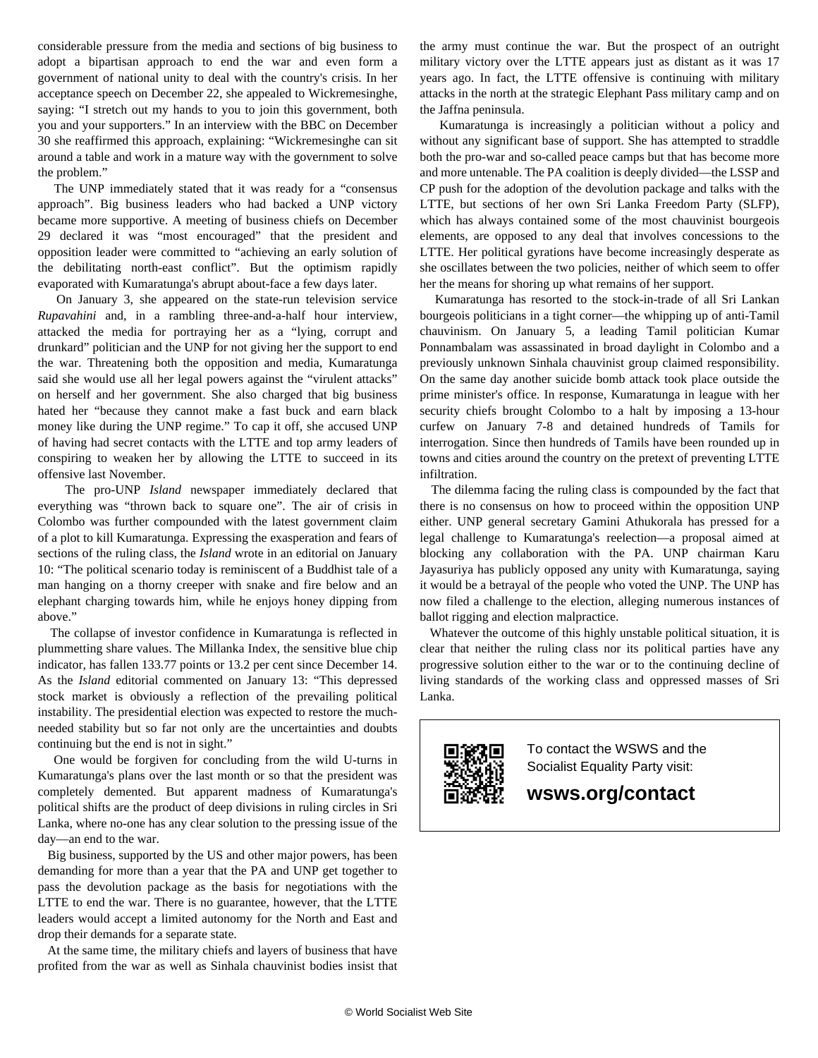considerable pressure from the media and sections of big business to adopt a bipartisan approach to end the war and even form a government of national unity to deal with the country's crisis. In her acceptance speech on December 22, she appealed to Wickremesinghe, saying: "I stretch out my hands to you to join this government, both you and your supporters." In an interview with the BBC on December 30 she reaffirmed this approach, explaining: "Wickremesinghe can sit around a table and work in a mature way with the government to solve the problem."

The UNP immediately stated that it was ready for a "consensus approach". Big business leaders who had backed a UNP victory became more supportive. A meeting of business chiefs on December 29 declared it was "most encouraged" that the president and opposition leader were committed to "achieving an early solution of the debilitating north-east conflict". But the optimism rapidly evaporated with Kumaratunga's abrupt about-face a few days later.

On January 3, she appeared on the state-run television service *Rupavahini* and, in a rambling three-and-a-half hour interview, attacked the media for portraying her as a "lying, corrupt and drunkard" politician and the UNP for not giving her the support to end the war. Threatening both the opposition and media, Kumaratunga said she would use all her legal powers against the "virulent attacks" on herself and her government. She also charged that big business hated her "because they cannot make a fast buck and earn black money like during the UNP regime." To cap it off, she accused UNP of having had secret contacts with the LTTE and top army leaders of conspiring to weaken her by allowing the LTTE to succeed in its offensive last November.

The pro-UNP *Island* newspaper immediately declared that everything was "thrown back to square one". The air of crisis in Colombo was further compounded with the latest government claim of a plot to kill Kumaratunga. Expressing the exasperation and fears of sections of the ruling class, the *Island* wrote in an editorial on January 10: "The political scenario today is reminiscent of a Buddhist tale of a man hanging on a thorny creeper with snake and fire below and an elephant charging towards him, while he enjoys honey dipping from above."

The collapse of investor confidence in Kumaratunga is reflected in plummetting share values. The Millanka Index, the sensitive blue chip indicator, has fallen 133.77 points or 13.2 per cent since December 14. As the *Island* editorial commented on January 13: "This depressed stock market is obviously a reflection of the prevailing political instability. The presidential election was expected to restore the much-needed stability but so far not only are the uncertainties and doubts continuing but the end is not in sight."

One would be forgiven for concluding from the wild U-turns in Kumaratunga's plans over the last month or so that the president was completely demented. But apparent madness of Kumaratunga's political shifts are the product of deep divisions in ruling circles in Sri Lanka, where no-one has any clear solution to the pressing issue of the day—an end to the war.

Big business, supported by the US and other major powers, has been demanding for more than a year that the PA and UNP get together to pass the devolution package as the basis for negotiations with the LTTE to end the war. There is no guarantee, however, that the LTTE leaders would accept a limited autonomy for the North and East and drop their demands for a separate state.

At the same time, the military chiefs and layers of business that have profited from the war as well as Sinhala chauvinist bodies insist that the army must continue the war. But the prospect of an outright military victory over the LTTE appears just as distant as it was 17 years ago. In fact, the LTTE offensive is continuing with military attacks in the north at the strategic Elephant Pass military camp and on the Jaffna peninsula.

Kumaratunga is increasingly a politician without a policy and without any significant base of support. She has attempted to straddle both the pro-war and so-called peace camps but that has become more and more untenable. The PA coalition is deeply divided—the LSSP and CP push for the adoption of the devolution package and talks with the LTTE, but sections of her own Sri Lanka Freedom Party (SLFP), which has always contained some of the most chauvinist bourgeois elements, are opposed to any deal that involves concessions to the LTTE. Her political gyrations have become increasingly desperate as she oscillates between the two policies, neither of which seem to offer her the means for shoring up what remains of her support.

Kumaratunga has resorted to the stock-in-trade of all Sri Lankan bourgeois politicians in a tight corner—the whipping up of anti-Tamil chauvinism. On January 5, a leading Tamil politician Kumar Ponnambalam was assassinated in broad daylight in Colombo and a previously unknown Sinhala chauvinist group claimed responsibility. On the same day another suicide bomb attack took place outside the prime minister's office. In response, Kumaratunga in league with her security chiefs brought Colombo to a halt by imposing a 13-hour curfew on January 7-8 and detained hundreds of Tamils for interrogation. Since then hundreds of Tamils have been rounded up in towns and cities around the country on the pretext of preventing LTTE infiltration.

The dilemma facing the ruling class is compounded by the fact that there is no consensus on how to proceed within the opposition UNP either. UNP general secretary Gamini Athukorala has pressed for a legal challenge to Kumaratunga's reelection—a proposal aimed at blocking any collaboration with the PA. UNP chairman Karu Jayasuriya has publicly opposed any unity with Kumaratunga, saying it would be a betrayal of the people who voted the UNP. The UNP has now filed a challenge to the election, alleging numerous instances of ballot rigging and electoral malpractice.

Whatever the outcome of this highly unstable political situation, it is clear that neither the ruling class nor its political parties have any progressive solution either to the war or to the continuing decline of living standards of the working class and oppressed masses of Sri Lanka.

To contact the WSWS and the Socialist Equality Party visit:

**wsws.org/contact**